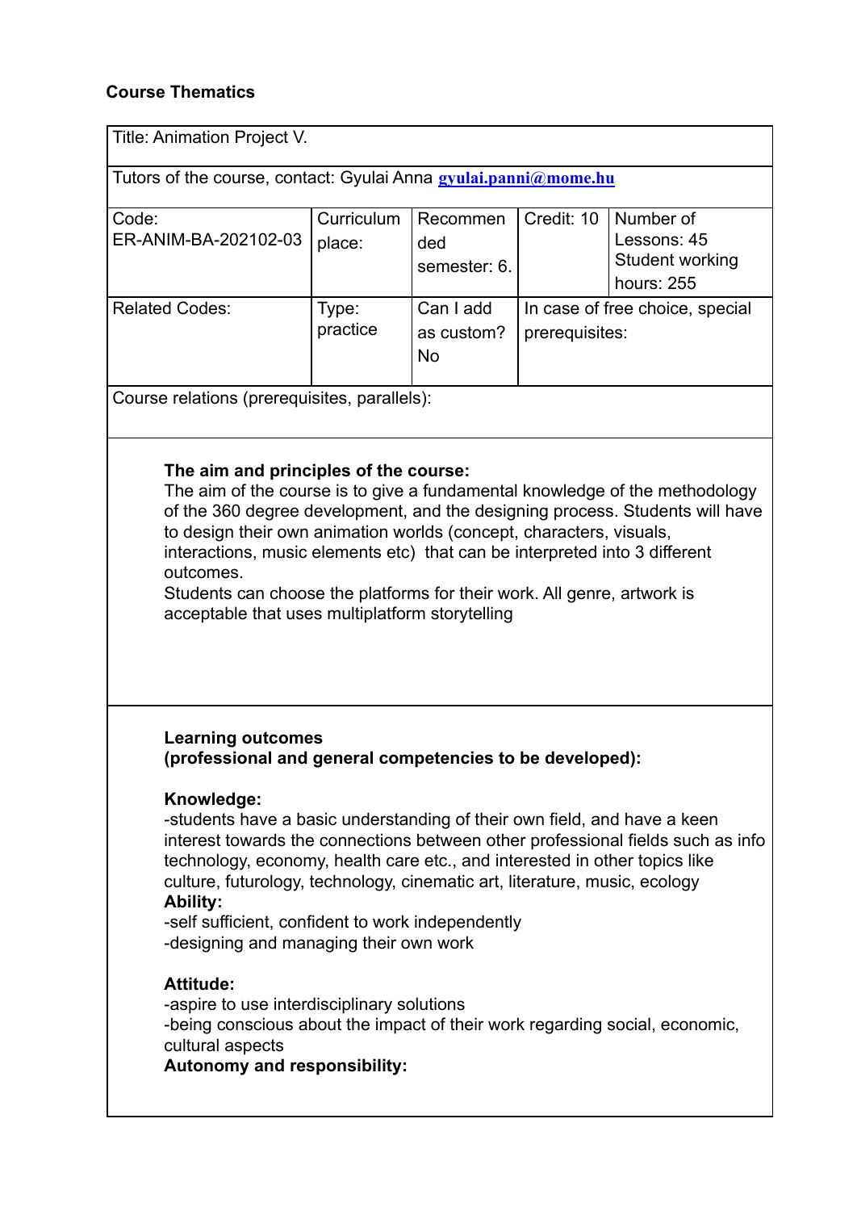**Course Thematics**

| Title: Animation Project V. | | | | |
|---|---|---|---|---|
| Tutors of the course, contact: Gyulai Anna gyulai.panni@mome.hu | | | | |
| Code: ER-ANIM-BA-202102-03 | Curriculum place: | Recommended semester: 6. | Credit: 10 | Number of Lessons: 45 Student working hours: 255 |
| Related Codes: | Type: practice | Can I add as custom? No | In case of free choice, special prerequisites: | |
| Course relations (prerequisites, parallels): | | | | |

**The aim and principles of the course:**
The aim of the course is to give a fundamental knowledge of the methodology of the 360 degree development, and the designing process. Students will have to design their own animation worlds (concept, characters, visuals, interactions, music elements etc) that can be interpreted into 3 different outcomes.
Students can choose the platforms for their work. All genre, artwork is acceptable that uses multiplatform storytelling

**Learning outcomes**
**(professional and general competencies to be developed):**

**Knowledge:**
-students have a basic understanding of their own field, and have a keen interest towards the connections between other professional fields such as info technology, economy, health care etc., and interested in other topics like culture, futurology, technology, cinematic art, literature, music, ecology

**Ability:**
-self sufficient, confident to work independently
-designing and managing their own work

**Attitude:**
-aspire to use interdisciplinary solutions
-being conscious about the impact of their work regarding social, economic, cultural aspects

**Autonomy and responsibility:**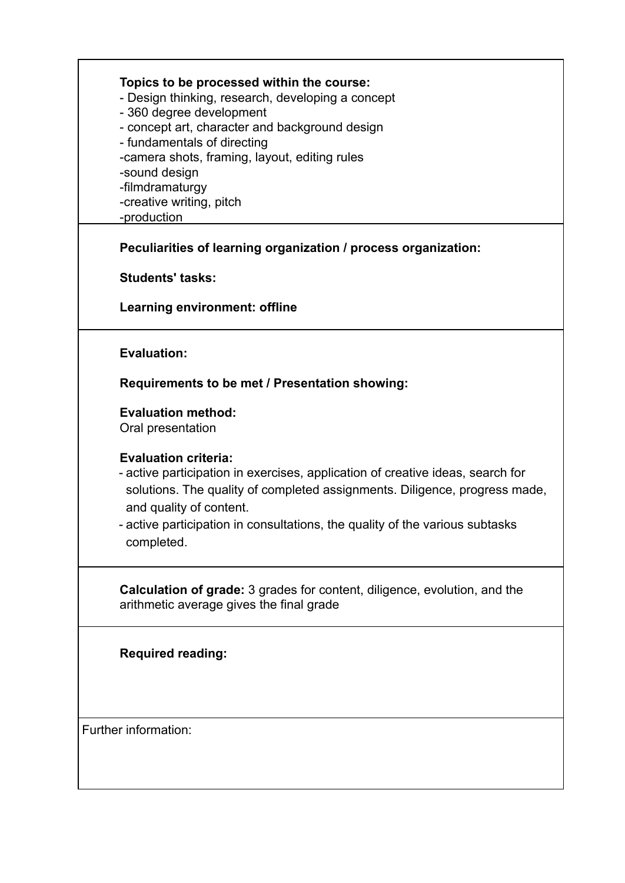**Topics to be processed within the course:**

- Design thinking, research, developing a concept
- 360 degree development
- concept art, character and background design
- fundamentals of directing
- camera shots, framing, layout, editing rules
- sound design
- filmdramaturgy
- creative writing, pitch
- production

**Peculiarities of learning organization / process organization:**

**Students' tasks:**

**Learning environment: offline**

**Evaluation:**

**Requirements to be met / Presentation showing:**

**Evaluation method:**
Oral presentation

**Evaluation criteria:**

- active participation in exercises, application of creative ideas, search for solutions. The quality of completed assignments. Diligence, progress made, and quality of content.
- active participation in consultations, the quality of the various subtasks completed.

**Calculation of grade:** 3 grades for content, diligence, evolution, and the arithmetic average gives the final grade

**Required reading:**

Further information: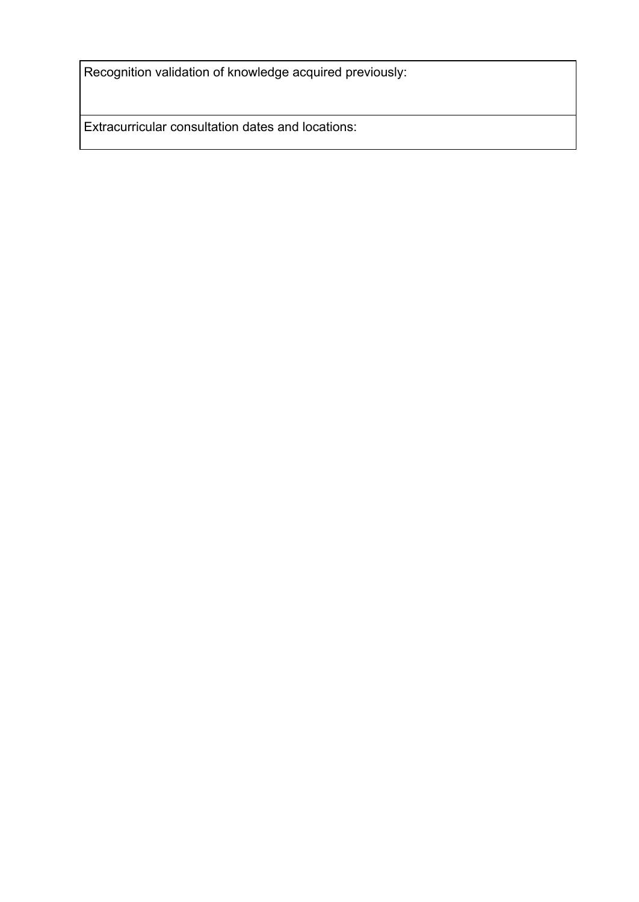| |
|---|
| Recognition validation of knowledge acquired previously: |
| Extracurricular consultation dates and locations: |